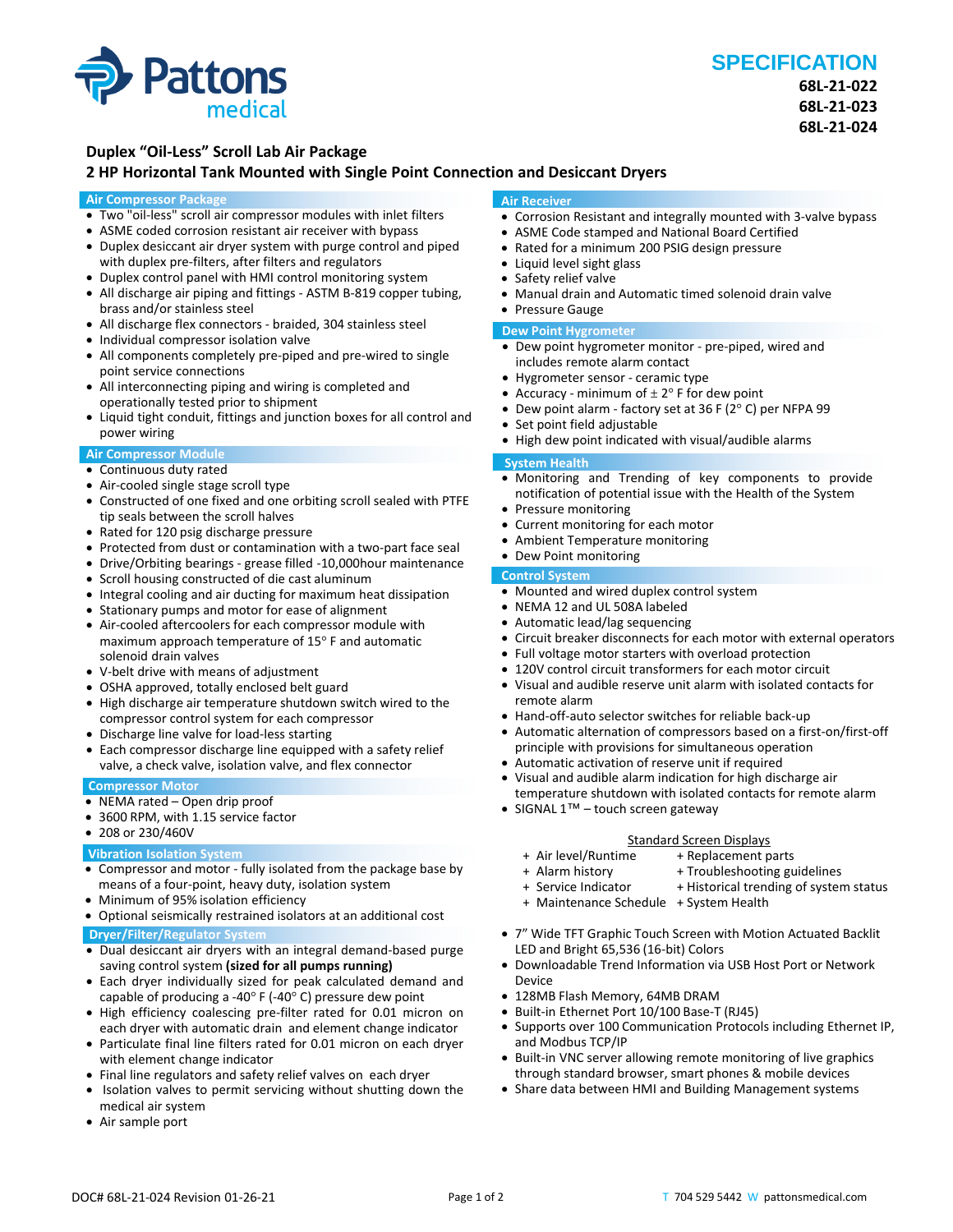Pattons medical

# SPECIFICATION

**68L-21-022**
**68L-21-023**
**68L-21-024**

## Duplex "Oil-Less" Scroll Lab Air Package
## 2 HP Horizontal Tank Mounted with Single Point Connection and Desiccant Dryers

### Air Compressor Package

- Two "oil-less" scroll air compressor modules with inlet filters
- ASME coded corrosion resistant air receiver with bypass
- Duplex desiccant air dryer system with purge control and piped with duplex pre-filters, after filters and regulators
- Duplex control panel with HMI control monitoring system
- All discharge air piping and fittings - ASTM B-819 copper tubing, brass and/or stainless steel
- All discharge flex connectors - braided, 304 stainless steel
- Individual compressor isolation valve
- All components completely pre-piped and pre-wired to single point service connections
- All interconnecting piping and wiring is completed and operationally tested prior to shipment
- Liquid tight conduit, fittings and junction boxes for all control and power wiring

### Air Compressor Module

- Continuous duty rated
- Air-cooled single stage scroll type
- Constructed of one fixed and one orbiting scroll sealed with PTFE tip seals between the scroll halves
- Rated for 120 psig discharge pressure
- Protected from dust or contamination with a two-part face seal
- Drive/Orbiting bearings - grease filled -10,000hour maintenance
- Scroll housing constructed of die cast aluminum
- Integral cooling and air ducting for maximum heat dissipation
- Stationary pumps and motor for ease of alignment
- Air-cooled aftercoolers for each compressor module with maximum approach temperature of 15° F and automatic solenoid drain valves
- V-belt drive with means of adjustment
- OSHA approved, totally enclosed belt guard
- High discharge air temperature shutdown switch wired to the compressor control system for each compressor
- Discharge line valve for load-less starting
- Each compressor discharge line equipped with a safety relief valve, a check valve, isolation valve, and flex connector

### Compressor Motor

- NEMA rated – Open drip proof
- 3600 RPM, with 1.15 service factor
- 208 or 230/460V

### Vibration Isolation System

- Compressor and motor - fully isolated from the package base by means of a four-point, heavy duty, isolation system
- Minimum of 95% isolation efficiency
- Optional seismically restrained isolators at an additional cost

### Dryer/Filter/Regulator System

- Dual desiccant air dryers with an integral demand-based purge saving control system **(sized for all pumps running)**
- Each dryer individually sized for peak calculated demand and capable of producing a -40° F (-40° C) pressure dew point
- High efficiency coalescing pre-filter rated for 0.01 micron on each dryer with automatic drain and element change indicator
- Particulate final line filters rated for 0.01 micron on each dryer with element change indicator
- Final line regulators and safety relief valves on each dryer
- Isolation valves to permit servicing without shutting down the medical air system
- Air sample port

### Air Receiver

- Corrosion Resistant and integrally mounted with 3-valve bypass
- ASME Code stamped and National Board Certified
- Rated for a minimum 200 PSIG design pressure
- Liquid level sight glass
- Safety relief valve
- Manual drain and Automatic timed solenoid drain valve
- Pressure Gauge

### Dew Point Hygrometer

- Dew point hygrometer monitor - pre-piped, wired and includes remote alarm contact
- Hygrometer sensor - ceramic type
- Accuracy - minimum of ± 2° F for dew point
- Dew point alarm - factory set at 36 F (2° C) per NFPA 99
- Set point field adjustable
- High dew point indicated with visual/audible alarms

### System Health

- Monitoring and Trending of key components to provide notification of potential issue with the Health of the System
- Pressure monitoring
- Current monitoring for each motor
- Ambient Temperature monitoring
- Dew Point monitoring

### Control System

- Mounted and wired duplex control system
- NEMA 12 and UL 508A labeled
- Automatic lead/lag sequencing
- Circuit breaker disconnects for each motor with external operators
- Full voltage motor starters with overload protection
- 120V control circuit transformers for each motor circuit
- Visual and audible reserve unit alarm with isolated contacts for remote alarm
- Hand-off-auto selector switches for reliable back-up
- Automatic alternation of compressors based on a first-on/first-off principle with provisions for simultaneous operation
- Automatic activation of reserve unit if required
- Visual and audible alarm indication for high discharge air temperature shutdown with isolated contacts for remote alarm
- SIGNAL 1™ – touch screen gateway

Standard Screen Displays

- + Air level/Runtime
- + Alarm history
- + Service Indicator
- + Maintenance Schedule
- + Replacement parts
- + Troubleshooting guidelines
- + Historical trending of system status
- + System Health

- 7" Wide TFT Graphic Touch Screen with Motion Actuated Backlit LED and Bright 65,536 (16-bit) Colors
- Downloadable Trend Information via USB Host Port or Network Device
- 128MB Flash Memory, 64MB DRAM
- Built-in Ethernet Port 10/100 Base-T (RJ45)
- Supports over 100 Communication Protocols including Ethernet IP, and Modbus TCP/IP
- Built-in VNC server allowing remote monitoring of live graphics through standard browser, smart phones & mobile devices
- Share data between HMI and Building Management systems

DOC# 68L-21-024 Revision 01-26-21

T 704 529 5442 W pattonsmedical.com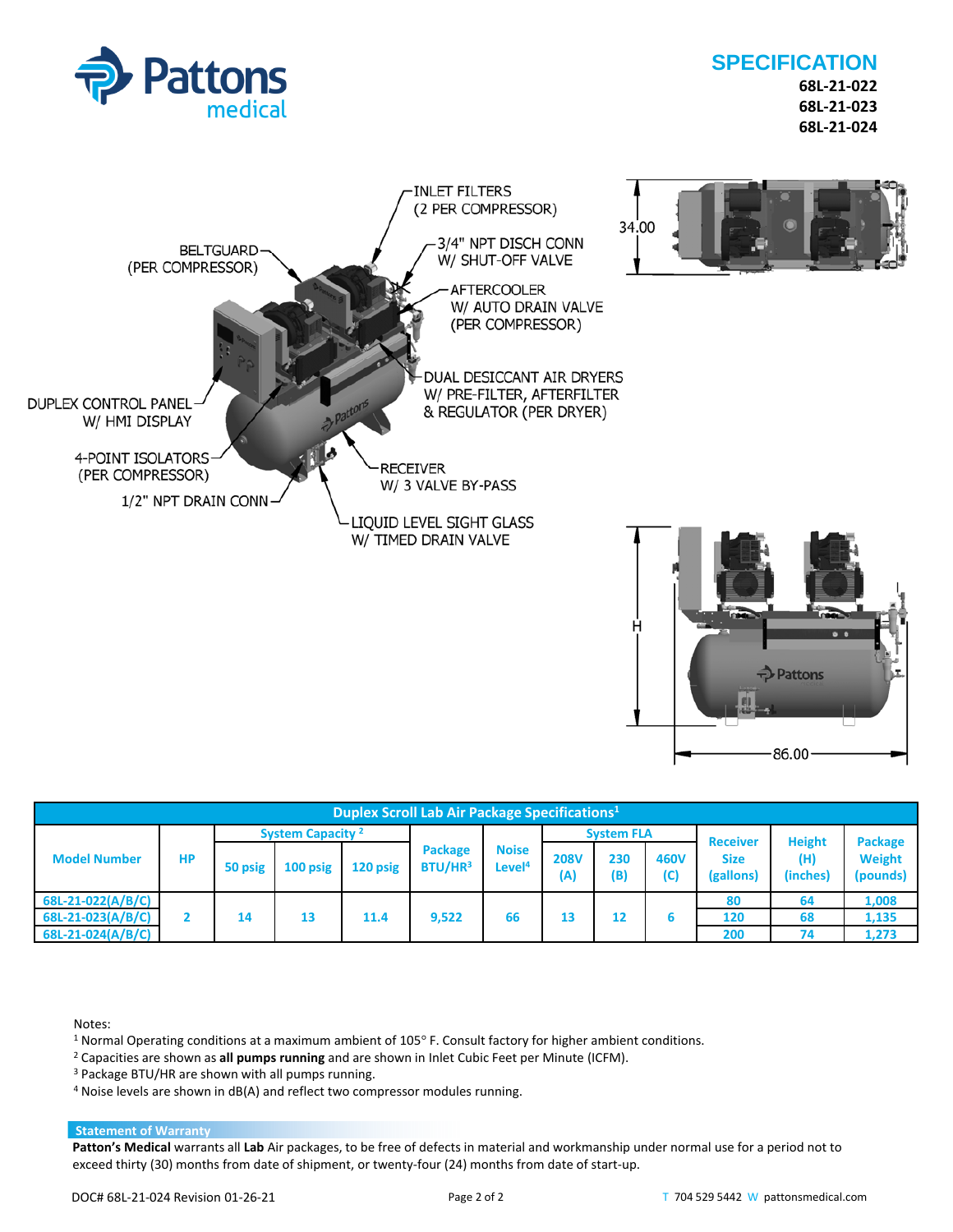**SPECIFICATION**

**68L-21-022**
**68L-21-023**
**68L-21-024**

INLET FILTERS (2 PER COMPRESSOR)

BELTGUARD (PER COMPRESSOR)

3/4" NPT DISCH CONN W/ SHUT-OFF VALVE

AFTERCOOLER W/ AUTO DRAIN VALVE (PER COMPRESSOR)

DUAL DESICCANT AIR DRYERS W/ PRE-FILTER, AFTERFILTER & REGULATOR (PER DRYER)

DUPLEX CONTROL PANEL W/ HMI DISPLAY

4-POINT ISOLATORS (PER COMPRESSOR)

1/2" NPT DRAIN CONN

RECEIVER W/ 3 VALVE BY-PASS

LIQUID LEVEL SIGHT GLASS W/ TIMED DRAIN VALVE

34.00

H

86.00

| Duplex Scroll Lab Air Package Specifications[1] | | | | | | | | | | | | |
|---|---|---|---|---|---|---|---|---|---|---|---|---|
| Model Number | HP | System Capacity [2] | | | Package BTU/HR[3] | Noise Level[4] | System FLA | | | Receiver Size (gallons) | Height (H) (inches) | Package Weight (pounds) |
| | | 50 psig | 100 psig | 120 psig | | | 208V (A) | 230 (B) | 460V (C) | | | |
| 68L-21-022(A/B/C) | 2 | 14 | 13 | 11.4 | 9,522 | 66 | 13 | 12 | 6 | 80 | 64 | 1,008 |
| 68L-21-023(A/B/C) | | | | | | | | | | 120 | 68 | 1,135 |
| 68L-21-024(A/B/C) | | | | | | | | | | 200 | 74 | 1,273 |

Notes:

[1] Normal Operating conditions at a maximum ambient of 105° F. Consult factory for higher ambient conditions.
[2] Capacities are shown as **all pumps running** and are shown in Inlet Cubic Feet per Minute (ICFM).
[3] Package BTU/HR are shown with all pumps running.
[4] Noise levels are shown in dB(A) and reflect two compressor modules running.

**Statement of Warranty**

**Patton's Medical** warrants all **Lab** Air packages, to be free of defects in material and workmanship under normal use for a period not to exceed thirty (30) months from date of shipment, or twenty-four (24) months from date of start-up.

DOC# 68L-21-024 Revision 01-26-21

T 704 529 5442 W pattonsmedical.com